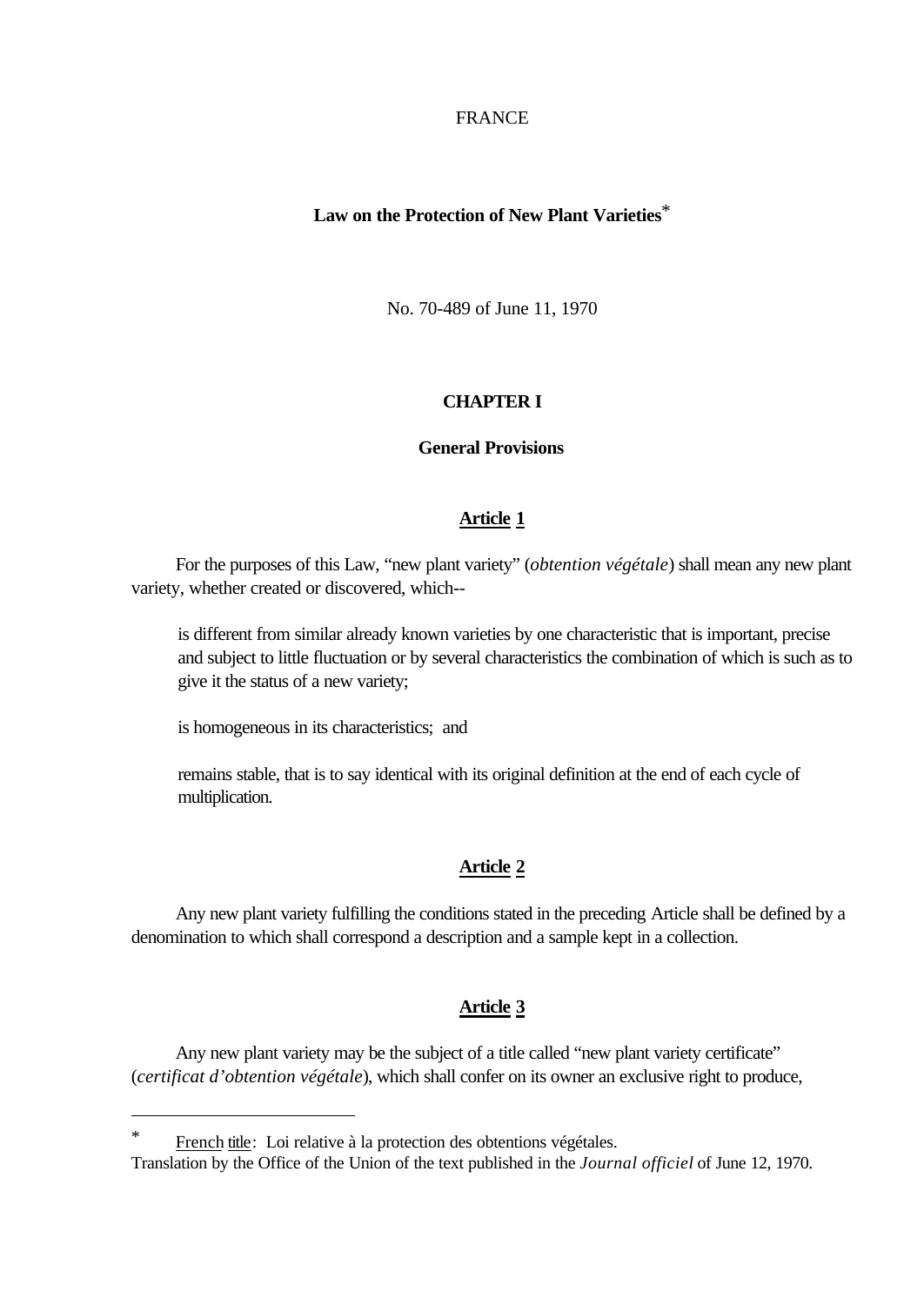FRANCE

# Law on the Protection of New Plant Varieties*

No. 70-489 of June 11, 1970

## CHAPTER I

## General Provisions

### Article 1

For the purposes of this Law, "new plant variety" (*obtention végétale*) shall mean any new plant variety, whether created or discovered, which--

is different from similar already known varieties by one characteristic that is important, precise and subject to little fluctuation or by several characteristics the combination of which is such as to give it the status of a new variety;

is homogeneous in its characteristics; and

remains stable, that is to say identical with its original definition at the end of each cycle of multiplication.

### Article 2

Any new plant variety fulfilling the conditions stated in the preceding Article shall be defined by a denomination to which shall correspond a description and a sample kept in a collection.

### Article 3

Any new plant variety may be the subject of a title called "new plant variety certificate" (*certificat d'obtention végétale*), which shall confer on its owner an exclusive right to produce,

---

\* French title: Loi relative à la protection des obtentions végétales.
Translation by the Office of the Union of the text published in the *Journal officiel* of June 12, 1970.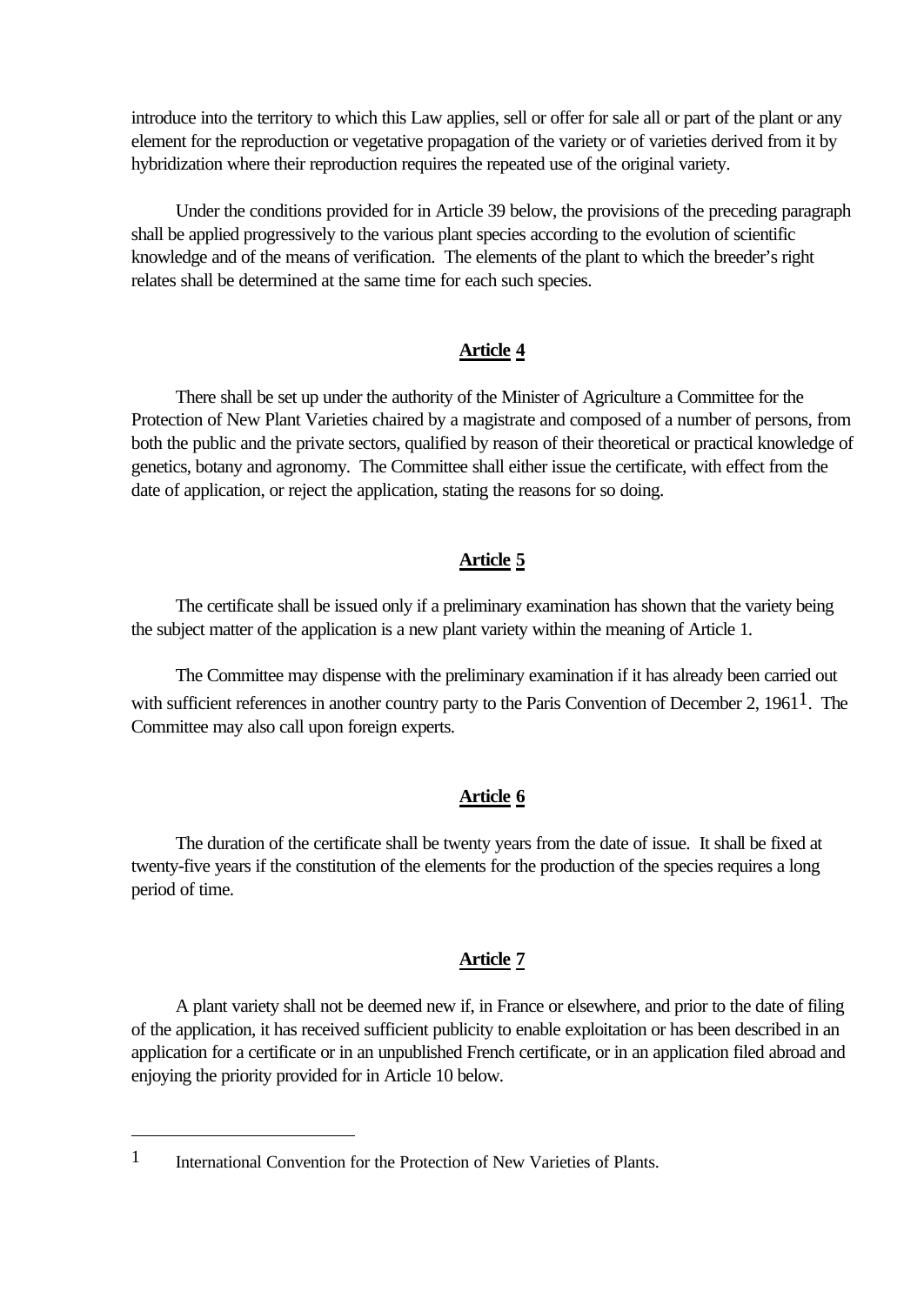introduce into the territory to which this Law applies, sell or offer for sale all or part of the plant or any element for the reproduction or vegetative propagation of the variety or of varieties derived from it by hybridization where their reproduction requires the repeated use of the original variety.

Under the conditions provided for in Article 39 below, the provisions of the preceding paragraph shall be applied progressively to the various plant species according to the evolution of scientific knowledge and of the means of verification. The elements of the plant to which the breeder's right relates shall be determined at the same time for each such species.

## Article 4

There shall be set up under the authority of the Minister of Agriculture a Committee for the Protection of New Plant Varieties chaired by a magistrate and composed of a number of persons, from both the public and the private sectors, qualified by reason of their theoretical or practical knowledge of genetics, botany and agronomy. The Committee shall either issue the certificate, with effect from the date of application, or reject the application, stating the reasons for so doing.

## Article 5

The certificate shall be issued only if a preliminary examination has shown that the variety being the subject matter of the application is a new plant variety within the meaning of Article 1.

The Committee may dispense with the preliminary examination if it has already been carried out with sufficient references in another country party to the Paris Convention of December 2, 1961[1]. The Committee may also call upon foreign experts.

## Article 6

The duration of the certificate shall be twenty years from the date of issue. It shall be fixed at twenty-five years if the constitution of the elements for the production of the species requires a long period of time.

## Article 7

A plant variety shall not be deemed new if, in France or elsewhere, and prior to the date of filing of the application, it has received sufficient publicity to enable exploitation or has been described in an application for a certificate or in an unpublished French certificate, or in an application filed abroad and enjoying the priority provided for in Article 10 below.

---

[1] International Convention for the Protection of New Varieties of Plants.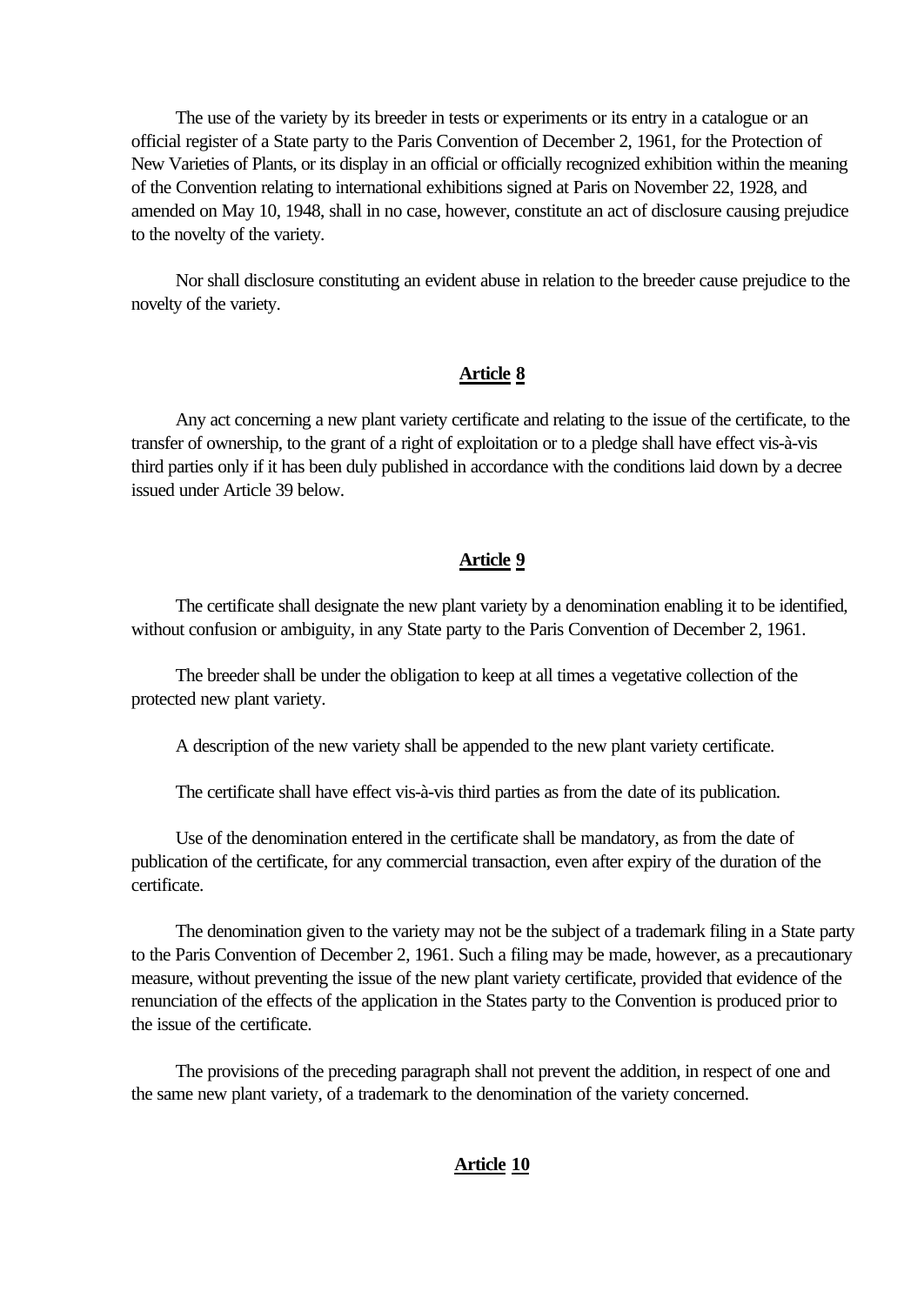The use of the variety by its breeder in tests or experiments or its entry in a catalogue or an official register of a State party to the Paris Convention of December 2, 1961, for the Protection of New Varieties of Plants, or its display in an official or officially recognized exhibition within the meaning of the Convention relating to international exhibitions signed at Paris on November 22, 1928, and amended on May 10, 1948, shall in no case, however, constitute an act of disclosure causing prejudice to the novelty of the variety.

Nor shall disclosure constituting an evident abuse in relation to the breeder cause prejudice to the novelty of the variety.

## Article 8

Any act concerning a new plant variety certificate and relating to the issue of the certificate, to the transfer of ownership, to the grant of a right of exploitation or to a pledge shall have effect vis-à-vis third parties only if it has been duly published in accordance with the conditions laid down by a decree issued under Article 39 below.

## Article 9

The certificate shall designate the new plant variety by a denomination enabling it to be identified, without confusion or ambiguity, in any State party to the Paris Convention of December 2, 1961.

The breeder shall be under the obligation to keep at all times a vegetative collection of the protected new plant variety.

A description of the new variety shall be appended to the new plant variety certificate.

The certificate shall have effect vis-à-vis third parties as from the date of its publication.

Use of the denomination entered in the certificate shall be mandatory, as from the date of publication of the certificate, for any commercial transaction, even after expiry of the duration of the certificate.

The denomination given to the variety may not be the subject of a trademark filing in a State party to the Paris Convention of December 2, 1961. Such a filing may be made, however, as a precautionary measure, without preventing the issue of the new plant variety certificate, provided that evidence of the renunciation of the effects of the application in the States party to the Convention is produced prior to the issue of the certificate.

The provisions of the preceding paragraph shall not prevent the addition, in respect of one and the same new plant variety, of a trademark to the denomination of the variety concerned.

## Article 10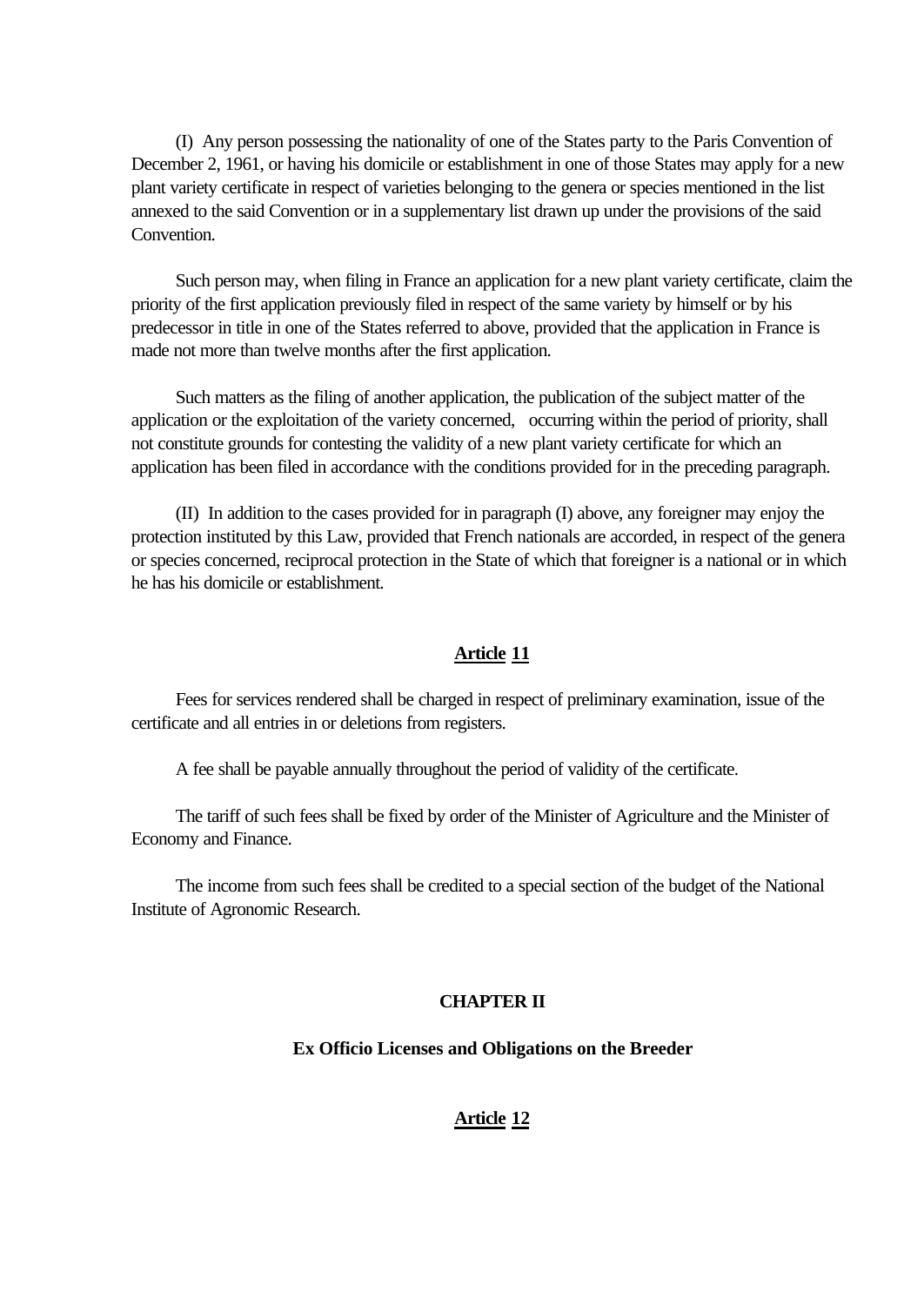(I) Any person possessing the nationality of one of the States party to the Paris Convention of December 2, 1961, or having his domicile or establishment in one of those States may apply for a new plant variety certificate in respect of varieties belonging to the genera or species mentioned in the list annexed to the said Convention or in a supplementary list drawn up under the provisions of the said Convention.

Such person may, when filing in France an application for a new plant variety certificate, claim the priority of the first application previously filed in respect of the same variety by himself or by his predecessor in title in one of the States referred to above, provided that the application in France is made not more than twelve months after the first application.

Such matters as the filing of another application, the publication of the subject matter of the application or the exploitation of the variety concerned, occurring within the period of priority, shall not constitute grounds for contesting the validity of a new plant variety certificate for which an application has been filed in accordance with the conditions provided for in the preceding paragraph.

(II) In addition to the cases provided for in paragraph (I) above, any foreigner may enjoy the protection instituted by this Law, provided that French nationals are accorded, in respect of the genera or species concerned, reciprocal protection in the State of which that foreigner is a national or in which he has his domicile or establishment.

## Article 11

Fees for services rendered shall be charged in respect of preliminary examination, issue of the certificate and all entries in or deletions from registers.

A fee shall be payable annually throughout the period of validity of the certificate.

The tariff of such fees shall be fixed by order of the Minister of Agriculture and the Minister of Economy and Finance.

The income from such fees shall be credited to a special section of the budget of the National Institute of Agronomic Research.

# CHAPTER II

## Ex Officio Licenses and Obligations on the Breeder

## Article 12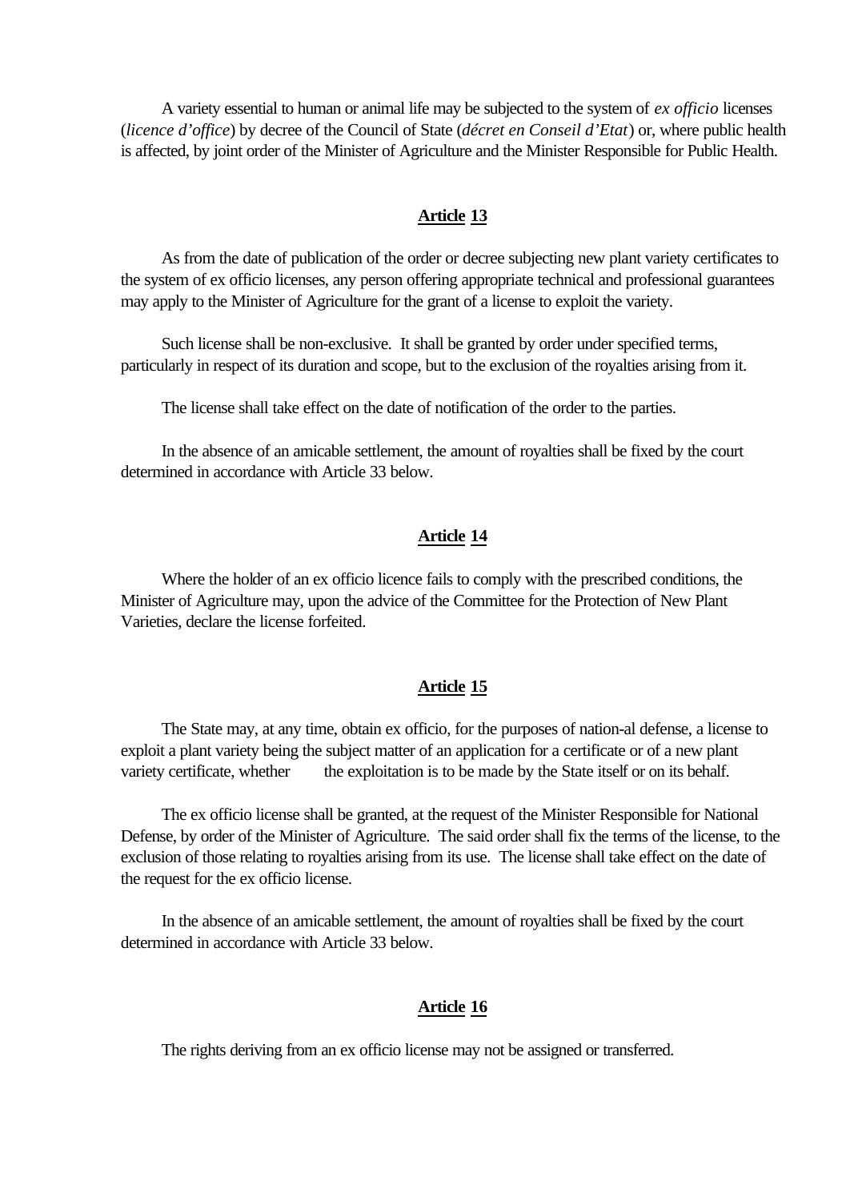A variety essential to human or animal life may be subjected to the system of *ex officio* licenses (*licence d'office*) by decree of the Council of State (*décret en Conseil d'Etat*) or, where public health is affected, by joint order of the Minister of Agriculture and the Minister Responsible for Public Health.

## Article 13

As from the date of publication of the order or decree subjecting new plant variety certificates to the system of ex officio licenses, any person offering appropriate technical and professional guarantees may apply to the Minister of Agriculture for the grant of a license to exploit the variety.

Such license shall be non-exclusive. It shall be granted by order under specified terms, particularly in respect of its duration and scope, but to the exclusion of the royalties arising from it.

The license shall take effect on the date of notification of the order to the parties.

In the absence of an amicable settlement, the amount of royalties shall be fixed by the court determined in accordance with Article 33 below.

## Article 14

Where the holder of an ex officio licence fails to comply with the prescribed conditions, the Minister of Agriculture may, upon the advice of the Committee for the Protection of New Plant Varieties, declare the license forfeited.

## Article 15

The State may, at any time, obtain ex officio, for the purposes of nation-al defense, a license to exploit a plant variety being the subject matter of an application for a certificate or of a new plant variety certificate, whether the exploitation is to be made by the State itself or on its behalf.

The ex officio license shall be granted, at the request of the Minister Responsible for National Defense, by order of the Minister of Agriculture. The said order shall fix the terms of the license, to the exclusion of those relating to royalties arising from its use. The license shall take effect on the date of the request for the ex officio license.

In the absence of an amicable settlement, the amount of royalties shall be fixed by the court determined in accordance with Article 33 below.

## Article 16

The rights deriving from an ex officio license may not be assigned or transferred.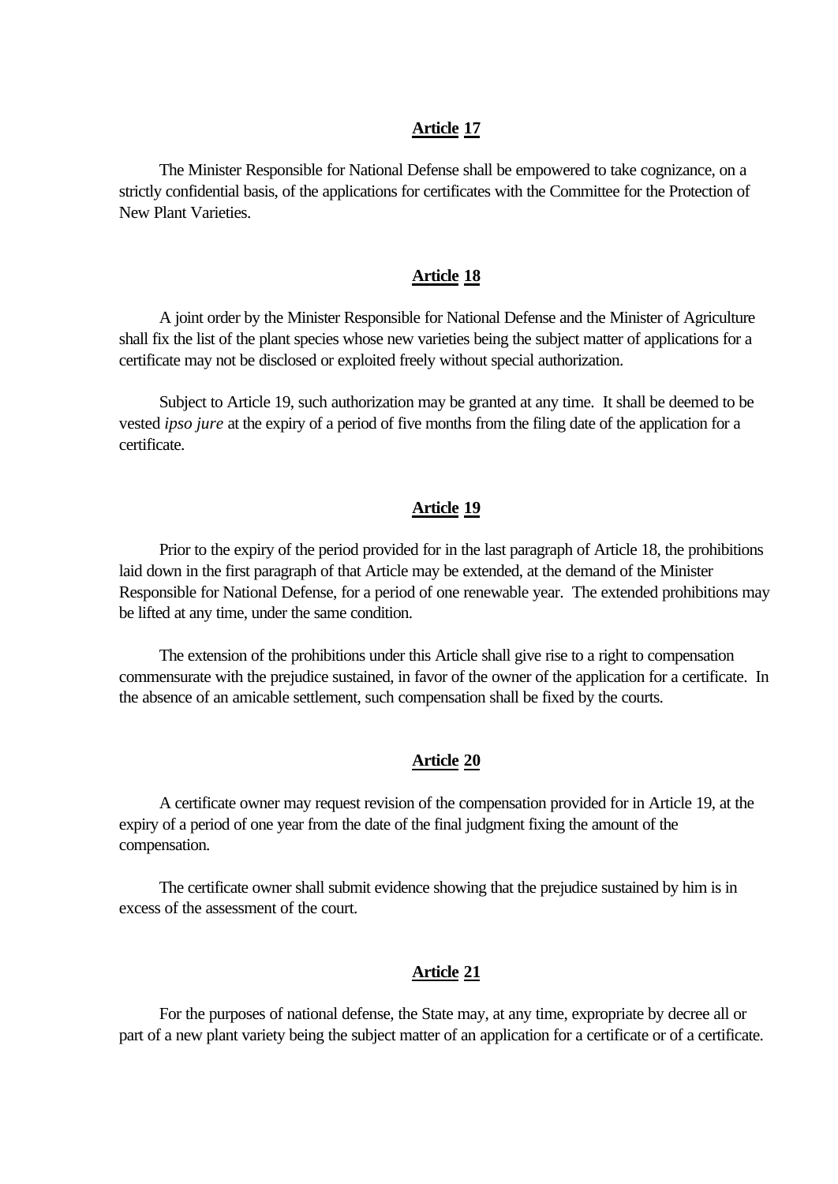**Article 17**

The Minister Responsible for National Defense shall be empowered to take cognizance, on a strictly confidential basis, of the applications for certificates with the Committee for the Protection of New Plant Varieties.

**Article 18**

A joint order by the Minister Responsible for National Defense and the Minister of Agriculture shall fix the list of the plant species whose new varieties being the subject matter of applications for a certificate may not be disclosed or exploited freely without special authorization.

Subject to Article 19, such authorization may be granted at any time. It shall be deemed to be vested *ipso jure* at the expiry of a period of five months from the filing date of the application for a certificate.

**Article 19**

Prior to the expiry of the period provided for in the last paragraph of Article 18, the prohibitions laid down in the first paragraph of that Article may be extended, at the demand of the Minister Responsible for National Defense, for a period of one renewable year. The extended prohibitions may be lifted at any time, under the same condition.

The extension of the prohibitions under this Article shall give rise to a right to compensation commensurate with the prejudice sustained, in favor of the owner of the application for a certificate. In the absence of an amicable settlement, such compensation shall be fixed by the courts.

**Article 20**

A certificate owner may request revision of the compensation provided for in Article 19, at the expiry of a period of one year from the date of the final judgment fixing the amount of the compensation.

The certificate owner shall submit evidence showing that the prejudice sustained by him is in excess of the assessment of the court.

**Article 21**

For the purposes of national defense, the State may, at any time, expropriate by decree all or part of a new plant variety being the subject matter of an application for a certificate or of a certificate.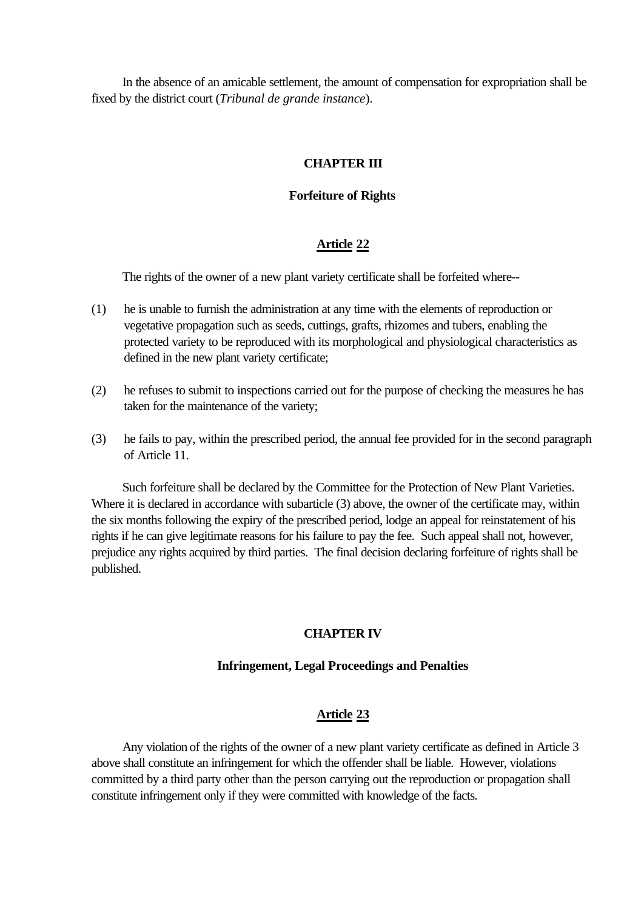In the absence of an amicable settlement, the amount of compensation for expropriation shall be fixed by the district court (*Tribunal de grande instance*).

## CHAPTER III

### Forfeiture of Rights

#### Article 22

The rights of the owner of a new plant variety certificate shall be forfeited where--

(1) he is unable to furnish the administration at any time with the elements of reproduction or vegetative propagation such as seeds, cuttings, grafts, rhizomes and tubers, enabling the protected variety to be reproduced with its morphological and physiological characteristics as defined in the new plant variety certificate;

(2) he refuses to submit to inspections carried out for the purpose of checking the measures he has taken for the maintenance of the variety;

(3) he fails to pay, within the prescribed period, the annual fee provided for in the second paragraph of Article 11.

Such forfeiture shall be declared by the Committee for the Protection of New Plant Varieties. Where it is declared in accordance with subarticle (3) above, the owner of the certificate may, within the six months following the expiry of the prescribed period, lodge an appeal for reinstatement of his rights if he can give legitimate reasons for his failure to pay the fee. Such appeal shall not, however, prejudice any rights acquired by third parties. The final decision declaring forfeiture of rights shall be published.

## CHAPTER IV

### Infringement, Legal Proceedings and Penalties

#### Article 23

Any violation of the rights of the owner of a new plant variety certificate as defined in Article 3 above shall constitute an infringement for which the offender shall be liable. However, violations committed by a third party other than the person carrying out the reproduction or propagation shall constitute infringement only if they were committed with knowledge of the facts.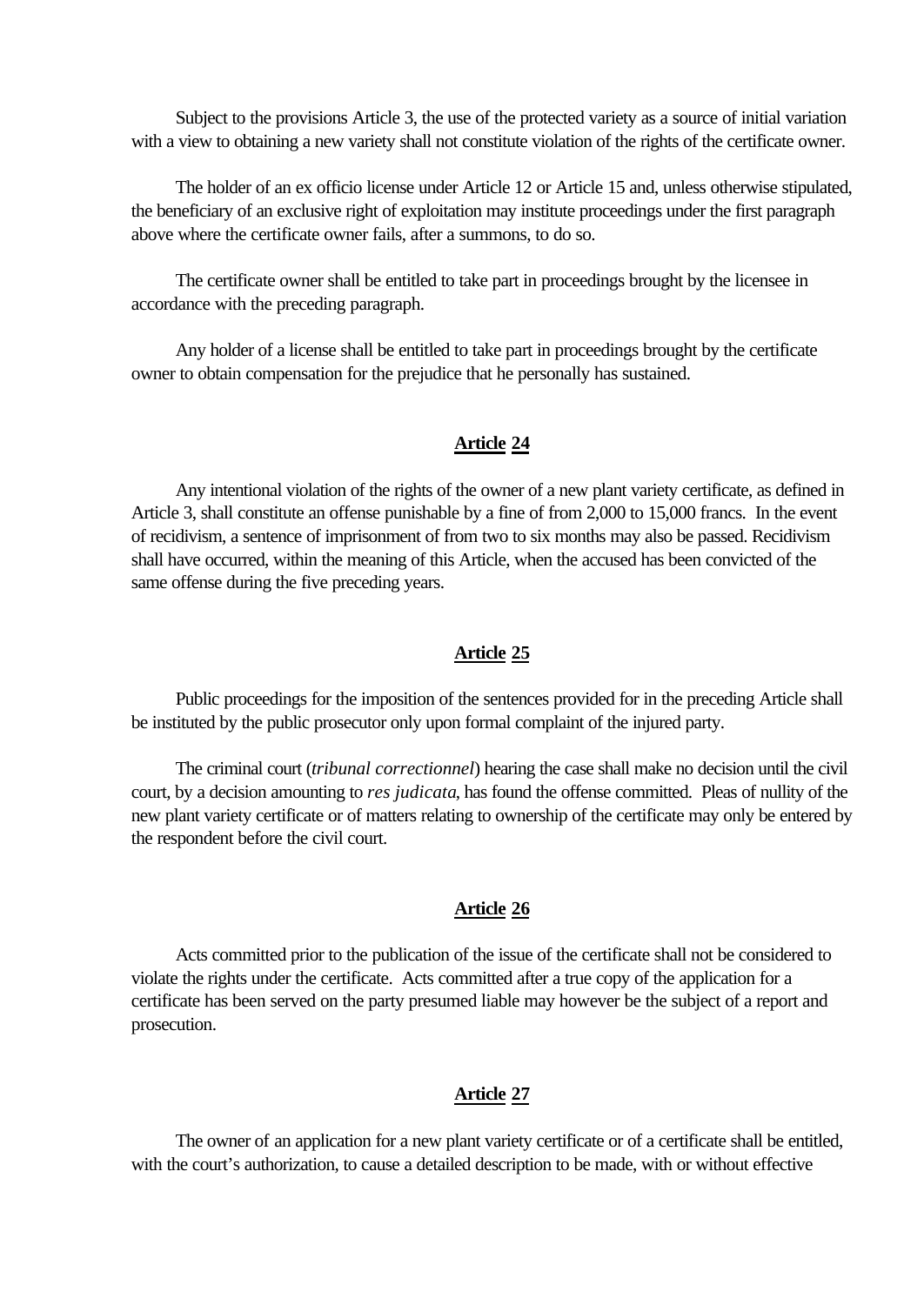Subject to the provisions Article 3, the use of the protected variety as a source of initial variation with a view to obtaining a new variety shall not constitute violation of the rights of the certificate owner.

The holder of an ex officio license under Article 12 or Article 15 and, unless otherwise stipulated, the beneficiary of an exclusive right of exploitation may institute proceedings under the first paragraph above where the certificate owner fails, after a summons, to do so.

The certificate owner shall be entitled to take part in proceedings brought by the licensee in accordance with the preceding paragraph.

Any holder of a license shall be entitled to take part in proceedings brought by the certificate owner to obtain compensation for the prejudice that he personally has sustained.

**Article 24**

Any intentional violation of the rights of the owner of a new plant variety certificate, as defined in Article 3, shall constitute an offense punishable by a fine of from 2,000 to 15,000 francs. In the event of recidivism, a sentence of imprisonment of from two to six months may also be passed. Recidivism shall have occurred, within the meaning of this Article, when the accused has been convicted of the same offense during the five preceding years.

**Article 25**

Public proceedings for the imposition of the sentences provided for in the preceding Article shall be instituted by the public prosecutor only upon formal complaint of the injured party.

The criminal court (*tribunal correctionnel*) hearing the case shall make no decision until the civil court, by a decision amounting to *res judicata*, has found the offense committed. Pleas of nullity of the new plant variety certificate or of matters relating to ownership of the certificate may only be entered by the respondent before the civil court.

**Article 26**

Acts committed prior to the publication of the issue of the certificate shall not be considered to violate the rights under the certificate. Acts committed after a true copy of the application for a certificate has been served on the party presumed liable may however be the subject of a report and prosecution.

**Article 27**

The owner of an application for a new plant variety certificate or of a certificate shall be entitled, with the court's authorization, to cause a detailed description to be made, with or without effective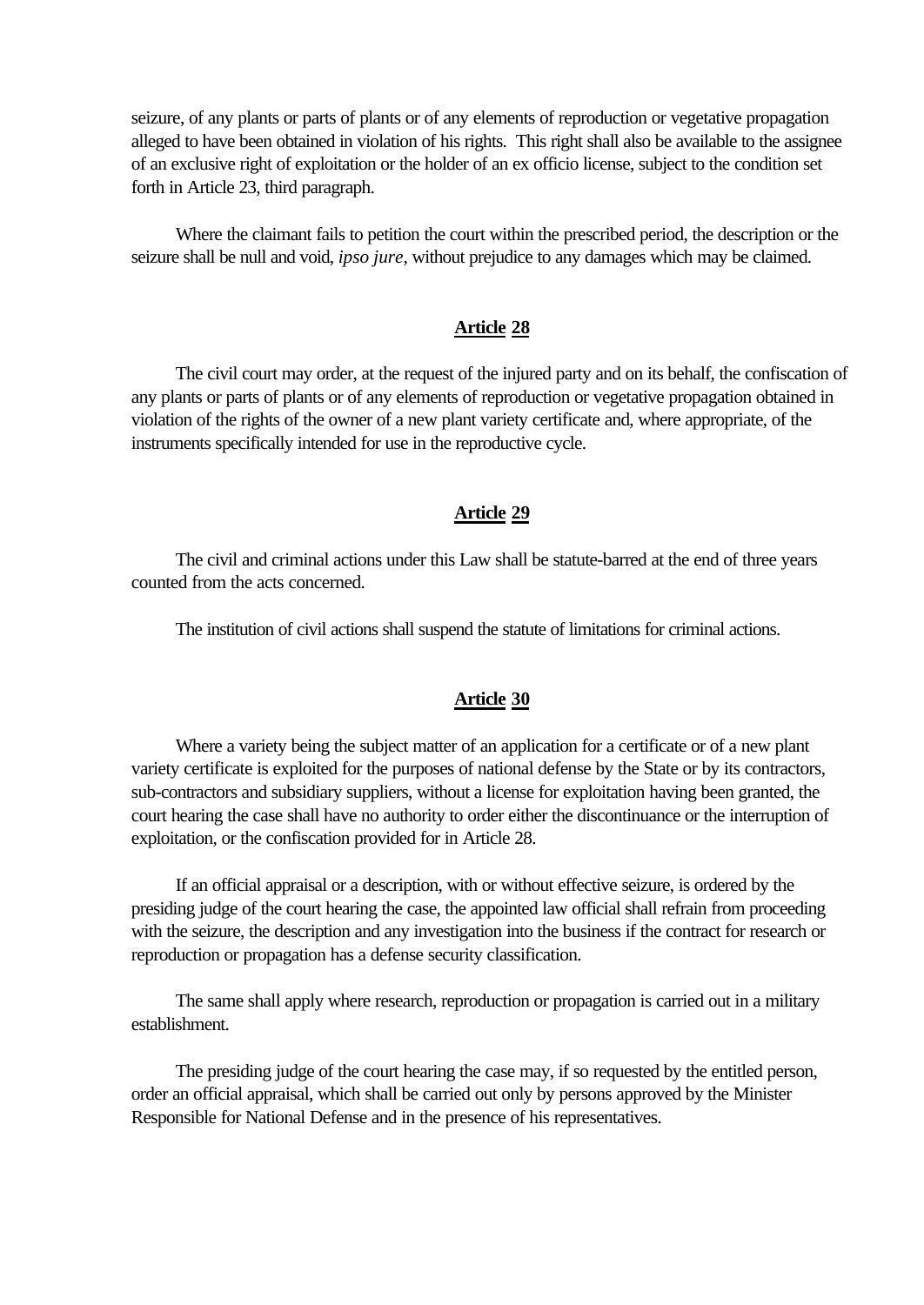seizure, of any plants or parts of plants or of any elements of reproduction or vegetative propagation alleged to have been obtained in violation of his rights. This right shall also be available to the assignee of an exclusive right of exploitation or the holder of an ex officio license, subject to the condition set forth in Article 23, third paragraph.

Where the claimant fails to petition the court within the prescribed period, the description or the seizure shall be null and void, *ipso jure*, without prejudice to any damages which may be claimed.

## Article 28

The civil court may order, at the request of the injured party and on its behalf, the confiscation of any plants or parts of plants or of any elements of reproduction or vegetative propagation obtained in violation of the rights of the owner of a new plant variety certificate and, where appropriate, of the instruments specifically intended for use in the reproductive cycle.

## Article 29

The civil and criminal actions under this Law shall be statute-barred at the end of three years counted from the acts concerned.

The institution of civil actions shall suspend the statute of limitations for criminal actions.

## Article 30

Where a variety being the subject matter of an application for a certificate or of a new plant variety certificate is exploited for the purposes of national defense by the State or by its contractors, sub-contractors and subsidiary suppliers, without a license for exploitation having been granted, the court hearing the case shall have no authority to order either the discontinuance or the interruption of exploitation, or the confiscation provided for in Article 28.

If an official appraisal or a description, with or without effective seizure, is ordered by the presiding judge of the court hearing the case, the appointed law official shall refrain from proceeding with the seizure, the description and any investigation into the business if the contract for research or reproduction or propagation has a defense security classification.

The same shall apply where research, reproduction or propagation is carried out in a military establishment.

The presiding judge of the court hearing the case may, if so requested by the entitled person, order an official appraisal, which shall be carried out only by persons approved by the Minister Responsible for National Defense and in the presence of his representatives.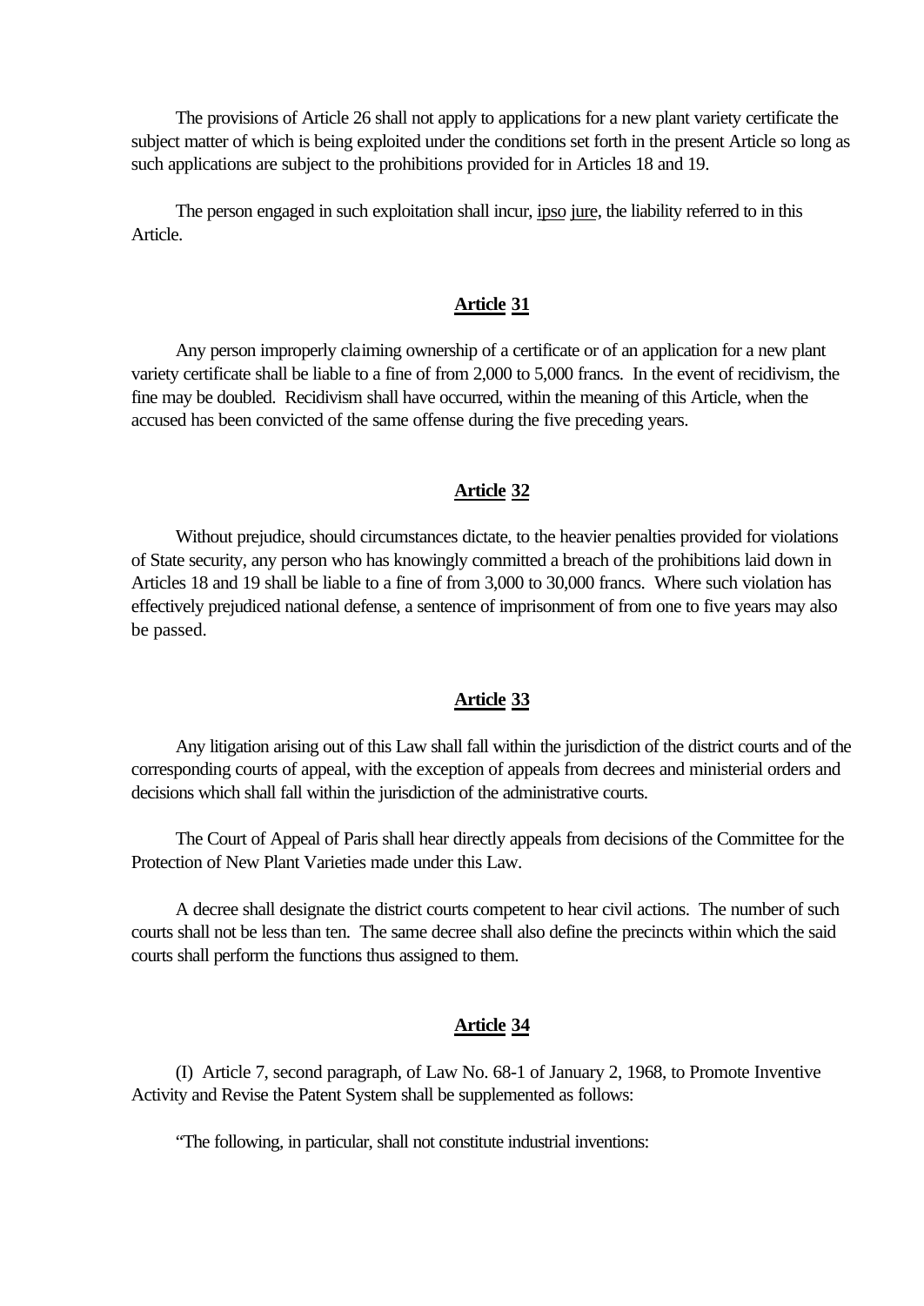The provisions of Article 26 shall not apply to applications for a new plant variety certificate the subject matter of which is being exploited under the conditions set forth in the present Article so long as such applications are subject to the prohibitions provided for in Articles 18 and 19.

The person engaged in such exploitation shall incur, ipso jure, the liability referred to in this Article.

### Article 31

Any person improperly claiming ownership of a certificate or of an application for a new plant variety certificate shall be liable to a fine of from 2,000 to 5,000 francs. In the event of recidivism, the fine may be doubled. Recidivism shall have occurred, within the meaning of this Article, when the accused has been convicted of the same offense during the five preceding years.

### Article 32

Without prejudice, should circumstances dictate, to the heavier penalties provided for violations of State security, any person who has knowingly committed a breach of the prohibitions laid down in Articles 18 and 19 shall be liable to a fine of from 3,000 to 30,000 francs. Where such violation has effectively prejudiced national defense, a sentence of imprisonment of from one to five years may also be passed.

### Article 33

Any litigation arising out of this Law shall fall within the jurisdiction of the district courts and of the corresponding courts of appeal, with the exception of appeals from decrees and ministerial orders and decisions which shall fall within the jurisdiction of the administrative courts.

The Court of Appeal of Paris shall hear directly appeals from decisions of the Committee for the Protection of New Plant Varieties made under this Law.

A decree shall designate the district courts competent to hear civil actions. The number of such courts shall not be less than ten. The same decree shall also define the precincts within which the said courts shall perform the functions thus assigned to them.

### Article 34

(I) Article 7, second paragraph, of Law No. 68-1 of January 2, 1968, to Promote Inventive Activity and Revise the Patent System shall be supplemented as follows:

"The following, in particular, shall not constitute industrial inventions: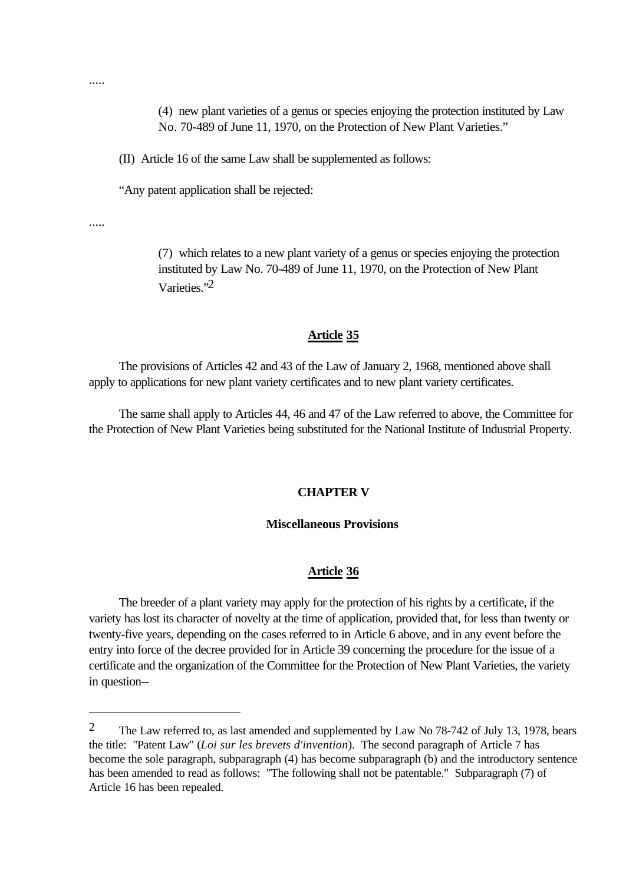.....

> (4) new plant varieties of a genus or species enjoying the protection instituted by Law No. 70-489 of June 11, 1970, on the Protection of New Plant Varieties."

(II) Article 16 of the same Law shall be supplemented as follows:

"Any patent application shall be rejected:

.....

> (7) which relates to a new plant variety of a genus or species enjoying the protection instituted by Law No. 70-489 of June 11, 1970, on the Protection of New Plant Varieties."[2]

## Article 35

The provisions of Articles 42 and 43 of the Law of January 2, 1968, mentioned above shall apply to applications for new plant variety certificates and to new plant variety certificates.

The same shall apply to Articles 44, 46 and 47 of the Law referred to above, the Committee for the Protection of New Plant Varieties being substituted for the National Institute of Industrial Property.

# CHAPTER V

## Miscellaneous Provisions

## Article 36

The breeder of a plant variety may apply for the protection of his rights by a certificate, if the variety has lost its character of novelty at the time of application, provided that, for less than twenty or twenty-five years, depending on the cases referred to in Article 6 above, and in any event before the entry into force of the decree provided for in Article 39 concerning the procedure for the issue of a certificate and the organization of the Committee for the Protection of New Plant Varieties, the variety in question--

---

[2] The Law referred to, as last amended and supplemented by Law No 78-742 of July 13, 1978, bears the title: "Patent Law" (*Loi sur les brevets d'invention*). The second paragraph of Article 7 has become the sole paragraph, subparagraph (4) has become subparagraph (b) and the introductory sentence has been amended to read as follows: "The following shall not be patentable." Subparagraph (7) of Article 16 has been repealed.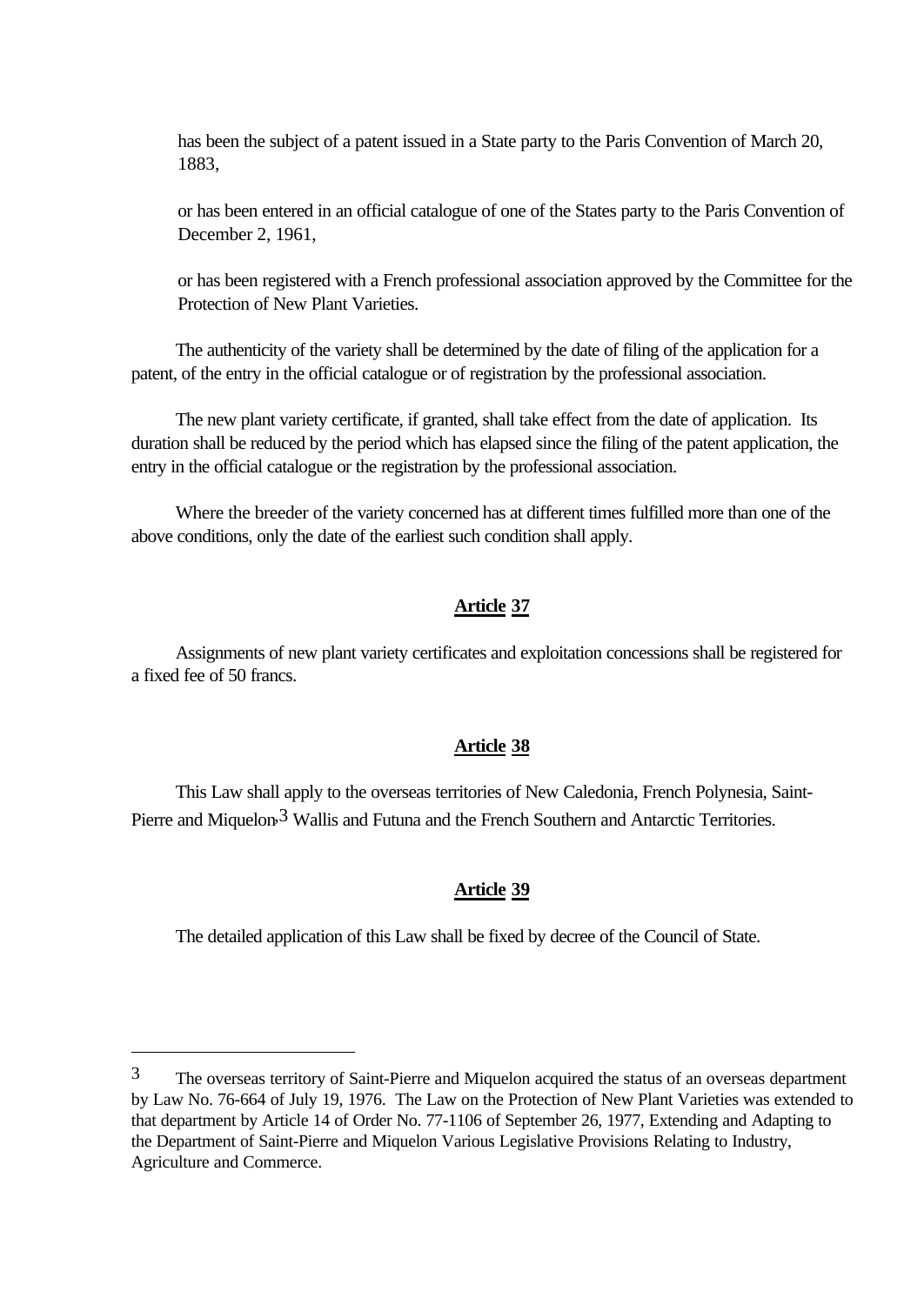has been the subject of a patent issued in a State party to the Paris Convention of March 20, 1883,

or has been entered in an official catalogue of one of the States party to the Paris Convention of December 2, 1961,

or has been registered with a French professional association approved by the Committee for the Protection of New Plant Varieties.

The authenticity of the variety shall be determined by the date of filing of the application for a patent, of the entry in the official catalogue or of registration by the professional association.

The new plant variety certificate, if granted, shall take effect from the date of application. Its duration shall be reduced by the period which has elapsed since the filing of the patent application, the entry in the official catalogue or the registration by the professional association.

Where the breeder of the variety concerned has at different times fulfilled more than one of the above conditions, only the date of the earliest such condition shall apply.

**Article 37**

Assignments of new plant variety certificates and exploitation concessions shall be registered for a fixed fee of 50 francs.

**Article 38**

This Law shall apply to the overseas territories of New Caledonia, French Polynesia, Saint-Pierre and Miquelon,[3] Wallis and Futuna and the French Southern and Antarctic Territories.

**Article 39**

The detailed application of this Law shall be fixed by decree of the Council of State.

---

[3] The overseas territory of Saint-Pierre and Miquelon acquired the status of an overseas department by Law No. 76-664 of July 19, 1976. The Law on the Protection of New Plant Varieties was extended to that department by Article 14 of Order No. 77-1106 of September 26, 1977, Extending and Adapting to the Department of Saint-Pierre and Miquelon Various Legislative Provisions Relating to Industry, Agriculture and Commerce.